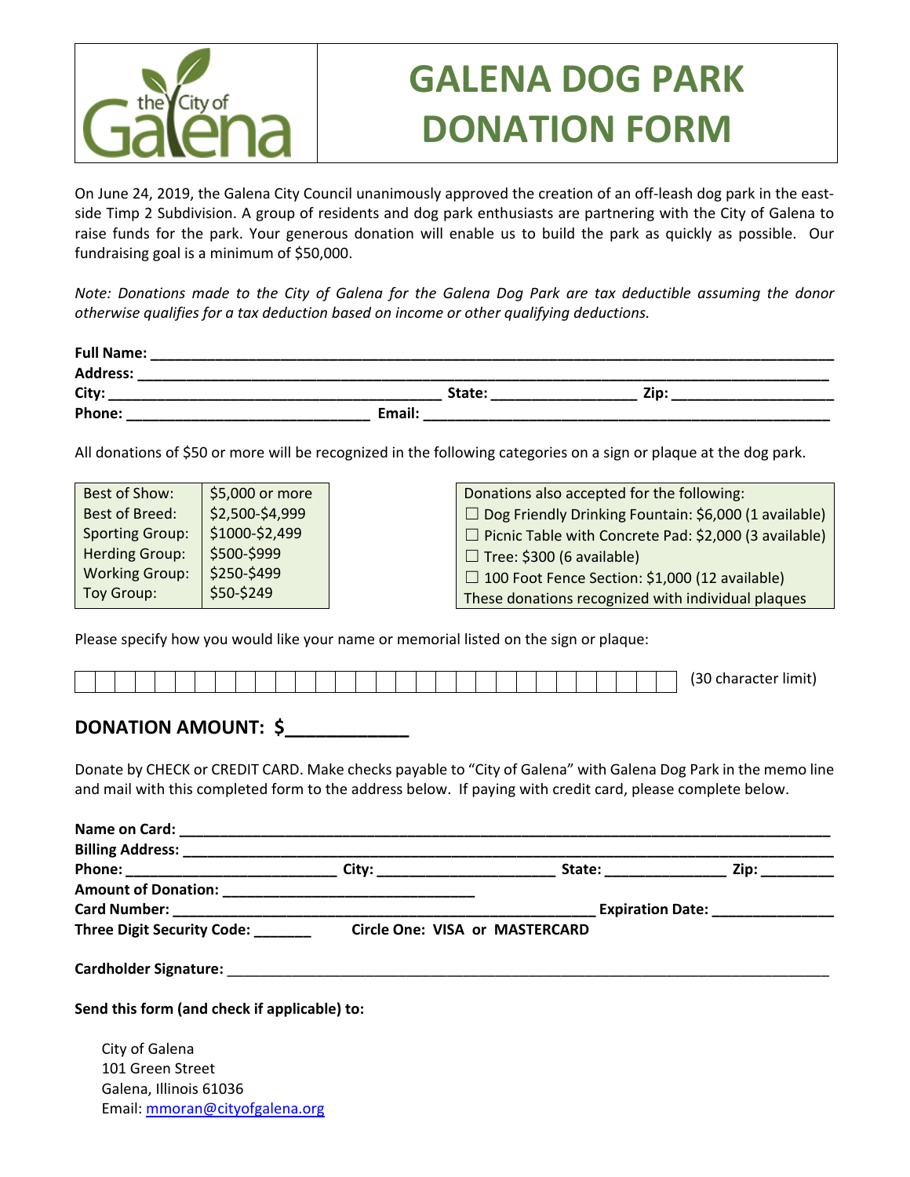# GALENA DOG PARK DONATION FORM

On June 24, 2019, the Galena City Council unanimously approved the creation of an off-leash dog park in the east-side Timp 2 Subdivision. A group of residents and dog park enthusiasts are partnering with the City of Galena to raise funds for the park. Your generous donation will enable us to build the park as quickly as possible. Our fundraising goal is a minimum of $50,000.

*Note: Donations made to the City of Galena for the Galena Dog Park are tax deductible assuming the donor otherwise qualifies for a tax deduction based on income or other qualifying deductions.*

**Full Name:** ______________________________________________

**Address:** ______________________________________________

**City:** ________________________ **State:** __________ **Zip:** ____________

**Phone:** __________________ **Email:** ______________________________

All donations of $50 or more will be recognized in the following categories on a sign or plaque at the dog park.

| | |
|---|---|
| Best of Show: | $5,000 or more |
| Best of Breed: | $2,500-$4,999 |
| Sporting Group: | $1000-$2,499 |
| Herding Group: | $500-$999 |
| Working Group: | $250-$499 |
| Toy Group: | $50-$249 |

| Donations also accepted for the following: |
|---|
| ☐ Dog Friendly Drinking Fountain: $6,000 (1 available) |
| ☐ Picnic Table with Concrete Pad: $2,000 (3 available) |
| ☐ Tree: $300 (6 available) |
| ☐ 100 Foot Fence Section: $1,000 (12 available) |
| These donations recognized with individual plaques |

Please specify how you would like your name or memorial listed on the sign or plaque:

| | | | | | | | | | | | | | | | | | | | | | | | | | | | | | |
|---|---|---|---|---|---|---|---|---|---|---|---|---|---|---|---|---|---|---|---|---|---|---|---|---|---|---|---|---|---|

(30 character limit)

## DONATION AMOUNT: $____________

Donate by CHECK or CREDIT CARD. Make checks payable to "City of Galena" with Galena Dog Park in the memo line and mail with this completed form to the address below. If paying with credit card, please complete below.

**Name on Card:** ______________________________________________

**Billing Address:** ______________________________________________

**Phone:** ________________ **City:** ______________ **State:** __________ **Zip:** ________

**Amount of Donation:** ____________________

**Card Number:** ________________________________ **Expiration Date:** __________

**Three Digit Security Code:** _______ **Circle One: VISA or MASTERCARD**

**Cardholder Signature:** ______________________________________________

**Send this form (and check if applicable) to:**

City of Galena
101 Green Street
Galena, Illinois 61036
Email: mmoran@cityofgalena.org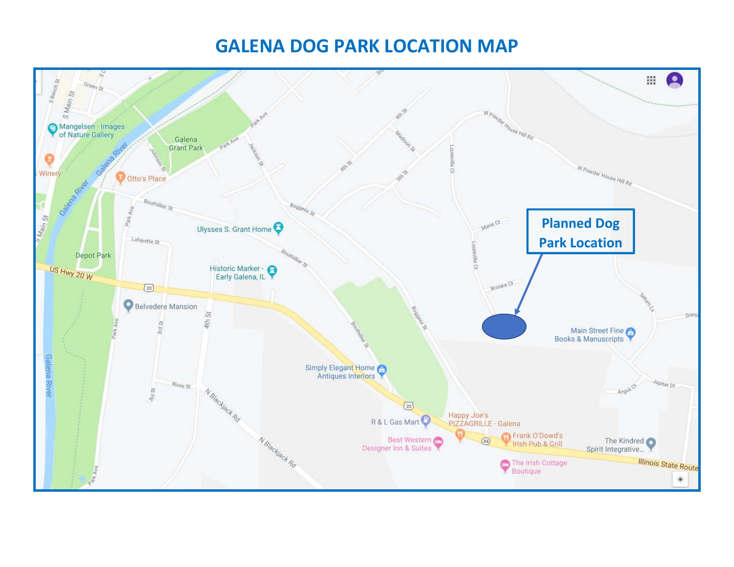# GALENA DOG PARK LOCATION MAP

Planned Dog Park Location

Green St
S Bench St
S Main St
Mangelsen - Images of Nature Gallery
Winery
Galena River
Galena Grant Park
Park Ave
Johnson St
Jackson St
Otto's Place
4th St
Madison St
5th St
W Powder House Hill Rd
Louisville Ct
Boggess St
Bouthillier St
Ulysses S. Grant Home
Marie Ct
Lafayette St
Depot Park
US Hwy 20 W
Historic Marker - Early Galena, IL
Brooke Ct
Saturn Ln
Belvedere Mansion
3rd St
Main Street Fine Books & Manuscripts
Simply Elegant Home Antiques Interiors
Rives St
N Blackjack Rd
Argus Ct
Jupiter Dr
R & L Gas Mart
Happy Joe's PIZZAGRILLE - Galena
Best Western Designer Inn & Suites
Frank O'Dowd's Irish Pub & Grill
The Kindred Spirit Integrative...
The Irish Cottage Boutique
Illinois State Route